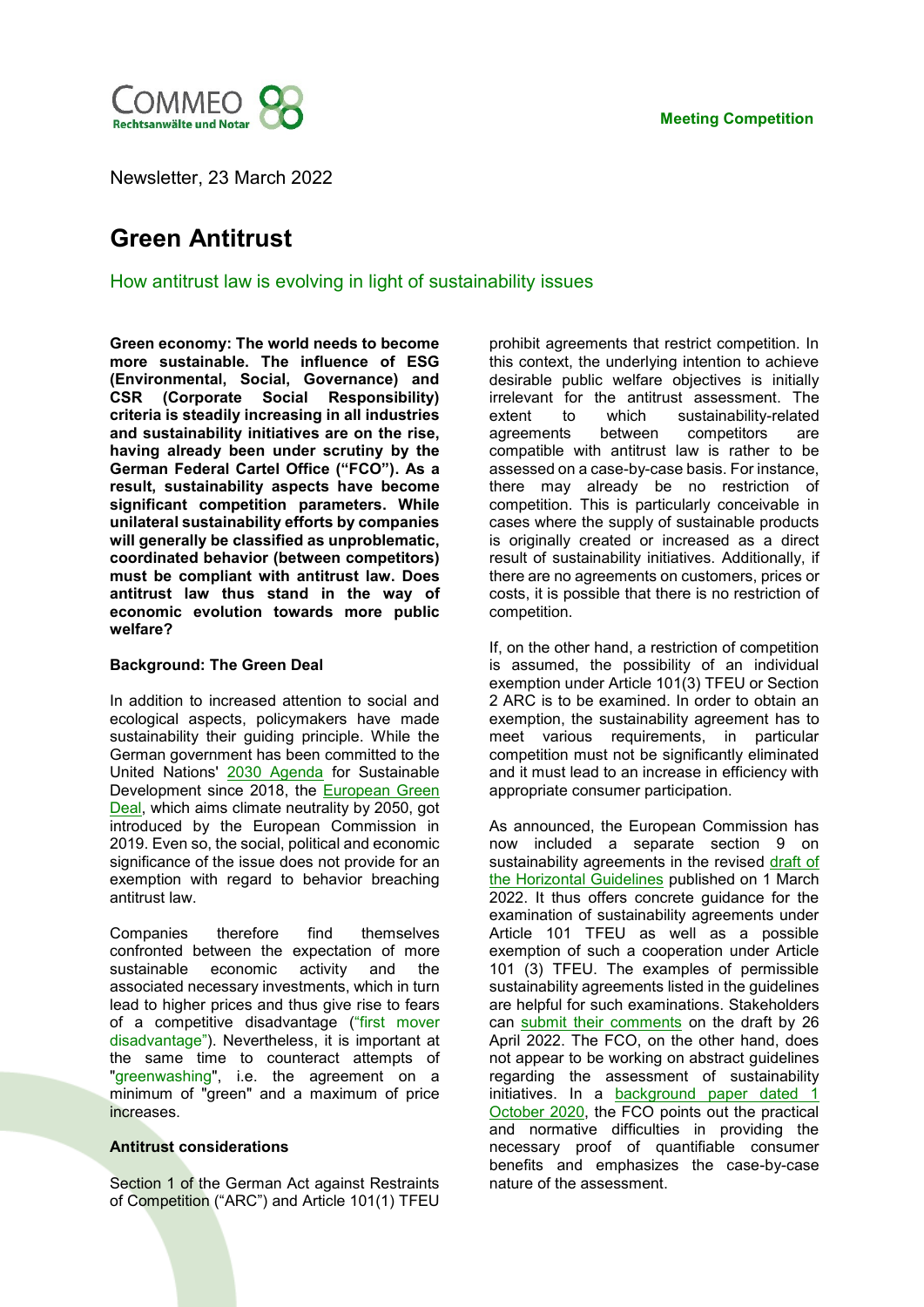Newsletter, 23 March 2022

# Green Antitrust

## How antitrust law is evolving in light of sustainability issues

**Green economy: The world needs to become more sustainable. The influence of ESG (Environmental, Social, Governance) and CSR (Corporate Social Responsibility) criteria is steadily increasing in all industries and sustainability initiatives are on the rise, having already been under scrutiny by the German Federal Cartel Office ("FCO"). As a result, sustainability aspects have become significant competition parameters. While unilateral sustainability efforts by companies will generally be classified as unproblematic, coordinated behavior (between competitors) must be compliant with antitrust law. Does antitrust law thus stand in the way of economic evolution towards more public welfare?**

### Background: The Green Deal

In addition to increased attention to social and ecological aspects, policymakers have made sustainability their guiding principle. While the German government has been committed to the United Nations' 2030 Agenda for Sustainable Development since 2018, the European Green Deal, which aims climate neutrality by 2050, got introduced by the European Commission in 2019. Even so, the social, political and economic significance of the issue does not provide for an exemption with regard to behavior breaching antitrust law.

Companies therefore find themselves confronted between the expectation of more sustainable economic activity and the associated necessary investments, which in turn lead to higher prices and thus give rise to fears of a competitive disadvantage ("first mover disadvantage"). Nevertheless, it is important at the same time to counteract attempts of "greenwashing", i.e. the agreement on a minimum of "green" and a maximum of price increases.

### Antitrust considerations

Section 1 of the German Act against Restraints of Competition ("ARC") and Article 101(1) TFEU prohibit agreements that restrict competition. In this context, the underlying intention to achieve desirable public welfare objectives is initially irrelevant for the antitrust assessment. The extent to which sustainability-related agreements between competitors are compatible with antitrust law is rather to be assessed on a case-by-case basis. For instance, there may already be no restriction of competition. This is particularly conceivable in cases where the supply of sustainable products is originally created or increased as a direct result of sustainability initiatives. Additionally, if there are no agreements on customers, prices or costs, it is possible that there is no restriction of competition.

If, on the other hand, a restriction of competition is assumed, the possibility of an individual exemption under Article 101(3) TFEU or Section 2 ARC is to be examined. In order to obtain an exemption, the sustainability agreement has to meet various requirements, in particular competition must not be significantly eliminated and it must lead to an increase in efficiency with appropriate consumer participation.

As announced, the European Commission has now included a separate section 9 on sustainability agreements in the revised draft of the Horizontal Guidelines published on 1 March 2022. It thus offers concrete guidance for the examination of sustainability agreements under Article 101 TFEU as well as a possible exemption of such a cooperation under Article 101 (3) TFEU. The examples of permissible sustainability agreements listed in the guidelines are helpful for such examinations. Stakeholders can submit their comments on the draft by 26 April 2022. The FCO, on the other hand, does not appear to be working on abstract guidelines regarding the assessment of sustainability initiatives. In a background paper dated 1 October 2020, the FCO points out the practical and normative difficulties in providing the necessary proof of quantifiable consumer benefits and emphasizes the case-by-case nature of the assessment.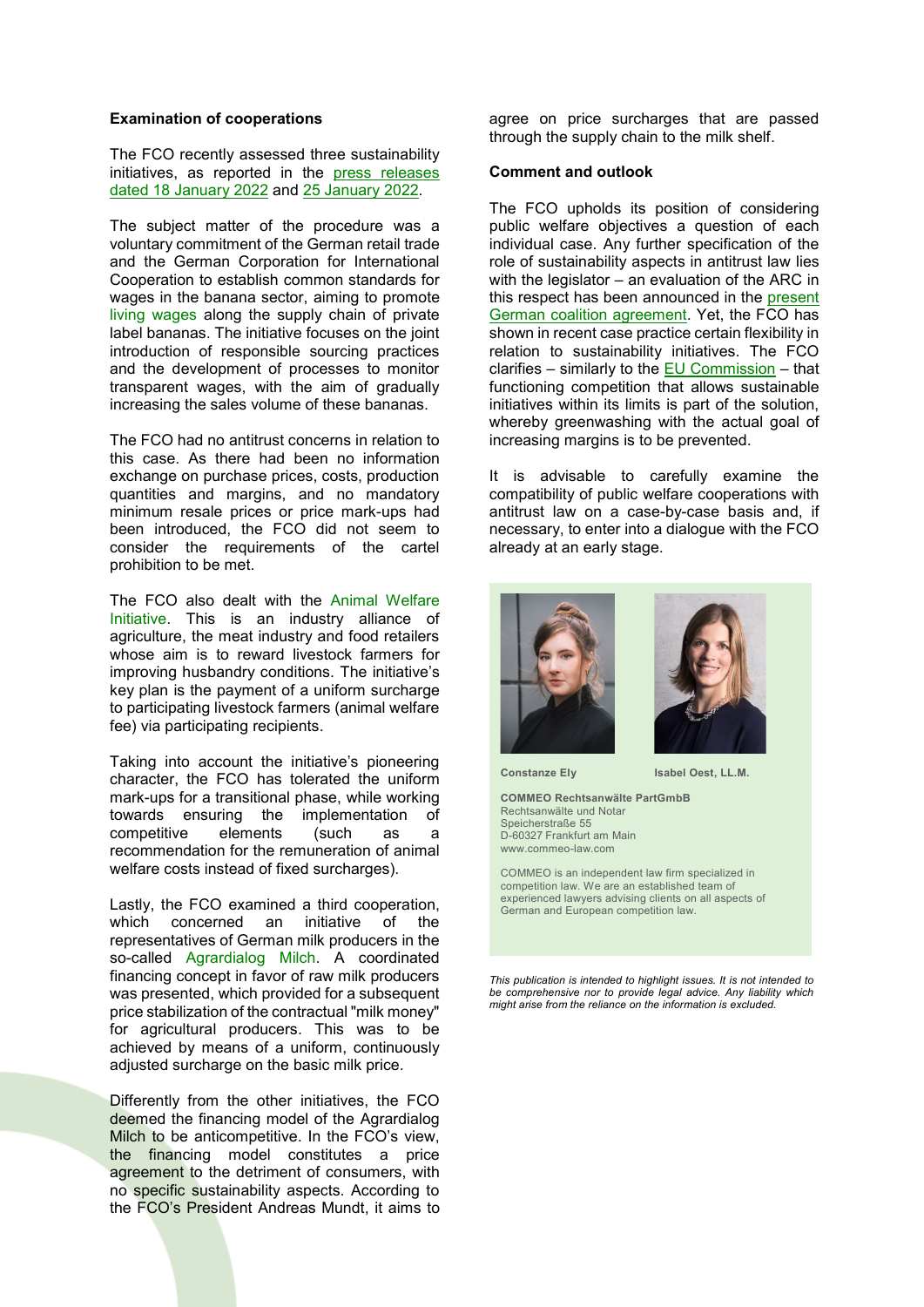**Examination of cooperations**

The FCO recently assessed three sustainability initiatives, as reported in the press releases dated 18 January 2022 and 25 January 2022.

The subject matter of the procedure was a voluntary commitment of the German retail trade and the German Corporation for International Cooperation to establish common standards for wages in the banana sector, aiming to promote living wages along the supply chain of private label bananas. The initiative focuses on the joint introduction of responsible sourcing practices and the development of processes to monitor transparent wages, with the aim of gradually increasing the sales volume of these bananas.

The FCO had no antitrust concerns in relation to this case. As there had been no information exchange on purchase prices, costs, production quantities and margins, and no mandatory minimum resale prices or price mark-ups had been introduced, the FCO did not seem to consider the requirements of the cartel prohibition to be met.

The FCO also dealt with the Animal Welfare Initiative. This is an industry alliance of agriculture, the meat industry and food retailers whose aim is to reward livestock farmers for improving husbandry conditions. The initiative's key plan is the payment of a uniform surcharge to participating livestock farmers (animal welfare fee) via participating recipients.

Taking into account the initiative's pioneering character, the FCO has tolerated the uniform mark-ups for a transitional phase, while working towards ensuring the implementation of competitive elements (such as a recommendation for the remuneration of animal welfare costs instead of fixed surcharges).

Lastly, the FCO examined a third cooperation, which concerned an initiative of the representatives of German milk producers in the so-called Agrardialog Milch. A coordinated financing concept in favor of raw milk producers was presented, which provided for a subsequent price stabilization of the contractual "milk money" for agricultural producers. This was to be achieved by means of a uniform, continuously adjusted surcharge on the basic milk price.

Differently from the other initiatives, the FCO deemed the financing model of the Agrardialog Milch to be anticompetitive. In the FCO's view, the financing model constitutes a price agreement to the detriment of consumers, with no specific sustainability aspects. According to the FCO's President Andreas Mundt, it aims to agree on price surcharges that are passed through the supply chain to the milk shelf.

**Comment and outlook**

The FCO upholds its position of considering public welfare objectives a question of each individual case. Any further specification of the role of sustainability aspects in antitrust law lies with the legislator – an evaluation of the ARC in this respect has been announced in the present German coalition agreement. Yet, the FCO has shown in recent case practice certain flexibility in relation to sustainability initiatives. The FCO clarifies – similarly to the EU Commission – that functioning competition that allows sustainable initiatives within its limits is part of the solution, whereby greenwashing with the actual goal of increasing margins is to be prevented.

It is advisable to carefully examine the compatibility of public welfare cooperations with antitrust law on a case-by-case basis and, if necessary, to enter into a dialogue with the FCO already at an early stage.

Constanze Ely

Isabel Oest, LL.M.

**COMMEO Rechtsanwälte PartGmbB**
Rechtsanwälte und Notar
Speicherstraße 55
D-60327 Frankfurt am Main
www.commeo-law.com

COMMEO is an independent law firm specialized in competition law. We are an established team of experienced lawyers advising clients on all aspects of German and European competition law.

*This publication is intended to highlight issues. It is not intended to be comprehensive nor to provide legal advice. Any liability which might arise from the reliance on the information is excluded.*